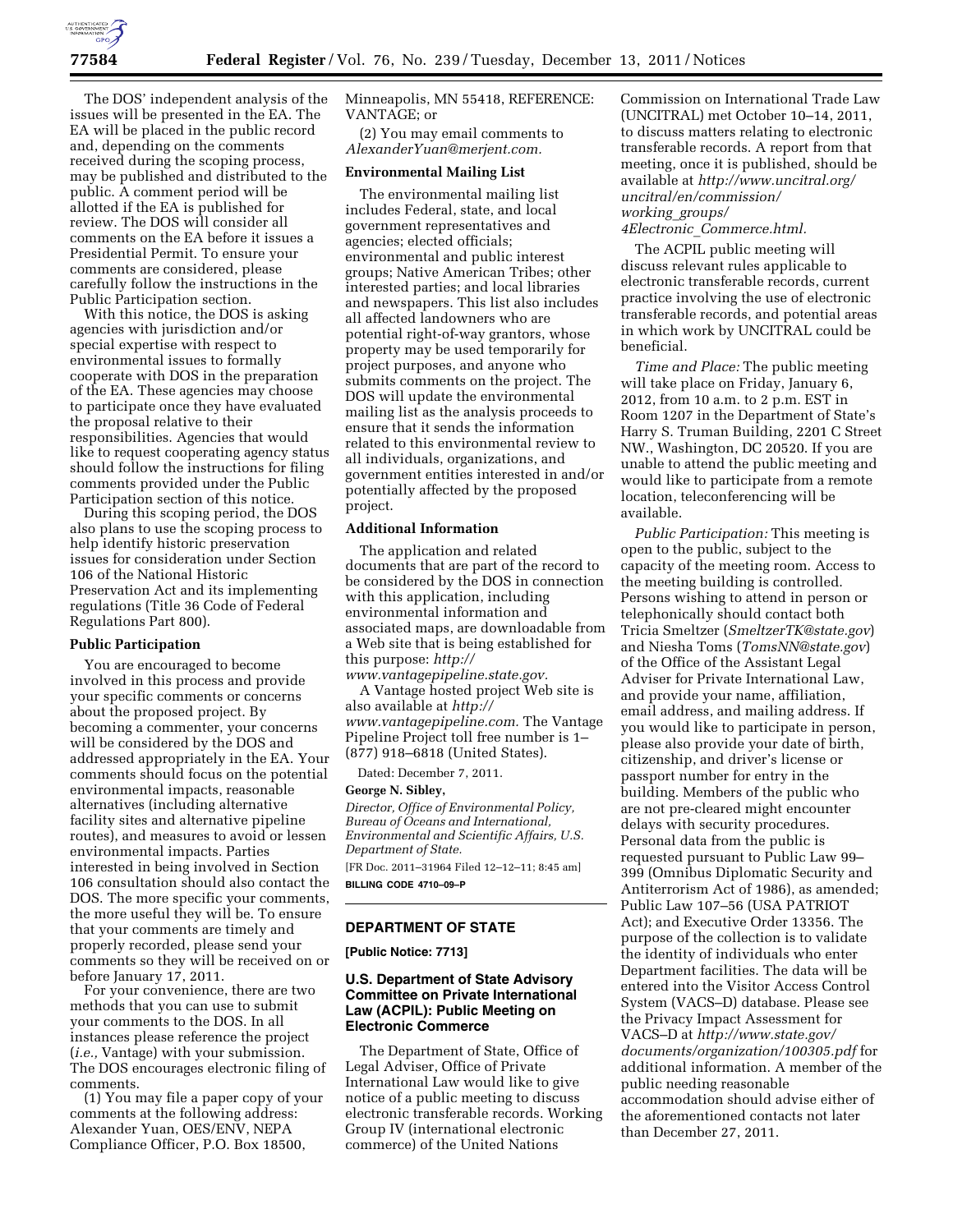The DOS' independent analysis of the issues will be presented in the EA. The EA will be placed in the public record and, depending on the comments received during the scoping process, may be published and distributed to the public. A comment period will be allotted if the EA is published for review. The DOS will consider all comments on the EA before it issues a Presidential Permit. To ensure your comments are considered, please carefully follow the instructions in the Public Participation section.

With this notice, the DOS is asking agencies with jurisdiction and/or special expertise with respect to environmental issues to formally cooperate with DOS in the preparation of the EA. These agencies may choose to participate once they have evaluated the proposal relative to their responsibilities. Agencies that would like to request cooperating agency status should follow the instructions for filing comments provided under the Public Participation section of this notice.

During this scoping period, the DOS also plans to use the scoping process to help identify historic preservation issues for consideration under Section 106 of the National Historic Preservation Act and its implementing regulations (Title 36 Code of Federal Regulations Part 800).

## Public Participation

You are encouraged to become involved in this process and provide your specific comments or concerns about the proposed project. By becoming a commenter, your concerns will be considered by the DOS and addressed appropriately in the EA. Your comments should focus on the potential environmental impacts, reasonable alternatives (including alternative facility sites and alternative pipeline routes), and measures to avoid or lessen environmental impacts. Parties interested in being involved in Section 106 consultation should also contact the DOS. The more specific your comments, the more useful they will be. To ensure that your comments are timely and properly recorded, please send your comments so they will be received on or before January 17, 2011.

For your convenience, there are two methods that you can use to submit your comments to the DOS. In all instances please reference the project (*i.e.,* Vantage) with your submission. The DOS encourages electronic filing of comments.

(1) You may file a paper copy of your comments at the following address: Alexander Yuan, OES/ENV, NEPA Compliance Officer, P.O. Box 18500, Minneapolis, MN 55418, REFERENCE: VANTAGE; or

(2) You may email comments to *AlexanderYuan@merjent.com.*

## Environmental Mailing List

The environmental mailing list includes Federal, state, and local government representatives and agencies; elected officials; environmental and public interest groups; Native American Tribes; other interested parties; and local libraries and newspapers. This list also includes all affected landowners who are potential right-of-way grantors, whose property may be used temporarily for project purposes, and anyone who submits comments on the project. The DOS will update the environmental mailing list as the analysis proceeds to ensure that it sends the information related to this environmental review to all individuals, organizations, and government entities interested in and/or potentially affected by the proposed project.

## Additional Information

The application and related documents that are part of the record to be considered by the DOS in connection with this application, including environmental information and associated maps, are downloadable from a Web site that is being established for this purpose: *http://www.vantagepipeline.state.gov.*

A Vantage hosted project Web site is also available at *http://www.vantagepipeline.com.* The Vantage Pipeline Project toll free number is 1–(877) 918–6818 (United States).

Dated: December 7, 2011.

**George N. Sibley,**

*Director, Office of Environmental Policy, Bureau of Oceans and International, Environmental and Scientific Affairs, U.S. Department of State.*

[FR Doc. 2011–31964 Filed 12–12–11; 8:45 am]

**BILLING CODE 4710–09–P**

---

## DEPARTMENT OF STATE

**[Public Notice: 7713]**

## U.S. Department of State Advisory Committee on Private International Law (ACPIL): Public Meeting on Electronic Commerce

The Department of State, Office of Legal Adviser, Office of Private International Law would like to give notice of a public meeting to discuss electronic transferable records. Working Group IV (international electronic commerce) of the United Nations Commission on International Trade Law (UNCITRAL) met October 10–14, 2011, to discuss matters relating to electronic transferable records. A report from that meeting, once it is published, should be available at *http://www.uncitral.org/uncitral/en/commission/working_groups/4Electronic_Commerce.html.*

The ACPIL public meeting will discuss relevant rules applicable to electronic transferable records, current practice involving the use of electronic transferable records, and potential areas in which work by UNCITRAL could be beneficial.

*Time and Place:* The public meeting will take place on Friday, January 6, 2012, from 10 a.m. to 2 p.m. EST in Room 1207 in the Department of State's Harry S. Truman Building, 2201 C Street NW., Washington, DC 20520. If you are unable to attend the public meeting and would like to participate from a remote location, teleconferencing will be available.

*Public Participation:* This meeting is open to the public, subject to the capacity of the meeting room. Access to the meeting building is controlled. Persons wishing to attend in person or telephonically should contact both Tricia Smeltzer (*SmeltzerTK@state.gov*) and Niesha Toms (*TomsNN@state.gov*) of the Office of the Assistant Legal Adviser for Private International Law, and provide your name, affiliation, email address, and mailing address. If you would like to participate in person, please also provide your date of birth, citizenship, and driver's license or passport number for entry in the building. Members of the public who are not pre-cleared might encounter delays with security procedures. Personal data from the public is requested pursuant to Public Law 99–399 (Omnibus Diplomatic Security and Antiterrorism Act of 1986), as amended; Public Law 107–56 (USA PATRIOT Act); and Executive Order 13356. The purpose of the collection is to validate the identity of individuals who enter Department facilities. The data will be entered into the Visitor Access Control System (VACS–D) database. Please see the Privacy Impact Assessment for VACS–D at *http://www.state.gov/documents/organization/100305.pdf* for additional information. A member of the public needing reasonable accommodation should advise either of the aforementioned contacts not later than December 27, 2011.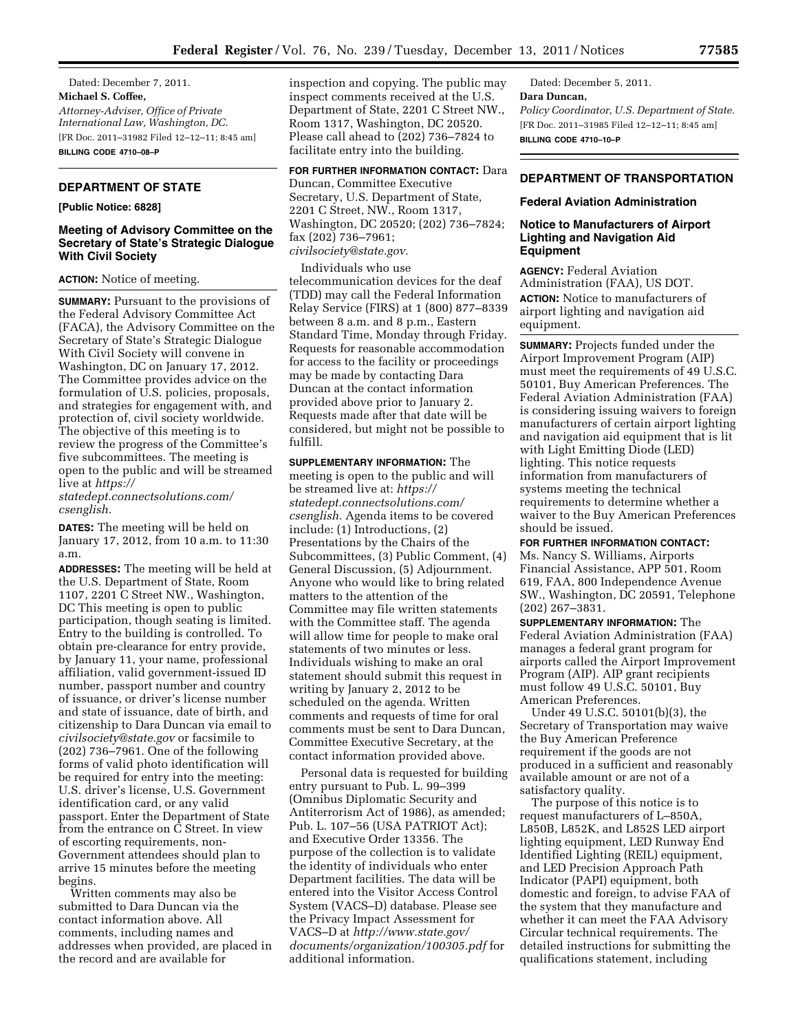Dated: December 7, 2011.

**Michael S. Coffee,**

*Attorney-Adviser, Office of Private International Law, Washington, DC.*

[FR Doc. 2011–31982 Filed 12–12–11; 8:45 am]

**BILLING CODE 4710–08–P**

## DEPARTMENT OF STATE

**[Public Notice: 6828]**

### Meeting of Advisory Committee on the Secretary of State's Strategic Dialogue With Civil Society

**ACTION:** Notice of meeting.

**SUMMARY:** Pursuant to the provisions of the Federal Advisory Committee Act (FACA), the Advisory Committee on the Secretary of State's Strategic Dialogue With Civil Society will convene in Washington, DC on January 17, 2012. The Committee provides advice on the formulation of U.S. policies, proposals, and strategies for engagement with, and protection of, civil society worldwide. The objective of this meeting is to review the progress of the Committee's five subcommittees. The meeting is open to the public and will be streamed live at *https://statedept.connectsolutions.com/csenglish.*

**DATES:** The meeting will be held on January 17, 2012, from 10 a.m. to 11:30 a.m.

**ADDRESSES:** The meeting will be held at the U.S. Department of State, Room 1107, 2201 C Street NW., Washington, DC This meeting is open to public participation, though seating is limited. Entry to the building is controlled. To obtain pre-clearance for entry provide, by January 11, your name, professional affiliation, valid government-issued ID number, passport number and country of issuance, or driver's license number and state of issuance, date of birth, and citizenship to Dara Duncan via email to *civilsociety@state.gov* or facsimile to (202) 736–7961. One of the following forms of valid photo identification will be required for entry into the meeting: U.S. driver's license, U.S. Government identification card, or any valid passport. Enter the Department of State from the entrance on C Street. In view of escorting requirements, non-Government attendees should plan to arrive 15 minutes before the meeting begins.

Written comments may also be submitted to Dara Duncan via the contact information above. All comments, including names and addresses when provided, are placed in the record and are available for inspection and copying. The public may inspect comments received at the U.S. Department of State, 2201 C Street NW., Room 1317, Washington, DC 20520. Please call ahead to (202) 736–7824 to facilitate entry into the building.

**FOR FURTHER INFORMATION CONTACT:** Dara Duncan, Committee Executive Secretary, U.S. Department of State, 2201 C Street, NW., Room 1317, Washington, DC 20520; (202) 736–7824; fax (202) 736–7961; *civilsociety@state.gov.*

Individuals who use telecommunication devices for the deaf (TDD) may call the Federal Information Relay Service (FIRS) at 1 (800) 877–8339 between 8 a.m. and 8 p.m., Eastern Standard Time, Monday through Friday. Requests for reasonable accommodation for access to the facility or proceedings may be made by contacting Dara Duncan at the contact information provided above prior to January 2. Requests made after that date will be considered, but might not be possible to fulfill.

**SUPPLEMENTARY INFORMATION:** The meeting is open to the public and will be streamed live at: *https://statedept.connectsolutions.com/csenglish.* Agenda items to be covered include: (1) Introductions, (2) Presentations by the Chairs of the Subcommittees, (3) Public Comment, (4) General Discussion, (5) Adjournment. Anyone who would like to bring related matters to the attention of the Committee may file written statements with the Committee staff. The agenda will allow time for people to make oral statements of two minutes or less. Individuals wishing to make an oral statement should submit this request in writing by January 2, 2012 to be scheduled on the agenda. Written comments and requests of time for oral comments must be sent to Dara Duncan, Committee Executive Secretary, at the contact information provided above.

Personal data is requested for building entry pursuant to Pub. L. 99–399 (Omnibus Diplomatic Security and Antiterrorism Act of 1986), as amended; Pub. L. 107–56 (USA PATRIOT Act); and Executive Order 13356. The purpose of the collection is to validate the identity of individuals who enter Department facilities. The data will be entered into the Visitor Access Control System (VACS–D) database. Please see the Privacy Impact Assessment for VACS–D at *http://www.state.gov/documents/organization/100305.pdf* for additional information.

Dated: December 5, 2011.

**Dara Duncan,**

*Policy Coordinator, U.S. Department of State.*

[FR Doc. 2011–31985 Filed 12–12–11; 8:45 am]

**BILLING CODE 4710–10–P**

## DEPARTMENT OF TRANSPORTATION

### Federal Aviation Administration

### Notice to Manufacturers of Airport Lighting and Navigation Aid Equipment

**AGENCY:** Federal Aviation Administration (FAA), US DOT.

**ACTION:** Notice to manufacturers of airport lighting and navigation aid equipment.

**SUMMARY:** Projects funded under the Airport Improvement Program (AIP) must meet the requirements of 49 U.S.C. 50101, Buy American Preferences. The Federal Aviation Administration (FAA) is considering issuing waivers to foreign manufacturers of certain airport lighting and navigation aid equipment that is lit with Light Emitting Diode (LED) lighting. This notice requests information from manufacturers of systems meeting the technical requirements to determine whether a waiver to the Buy American Preferences should be issued.

**FOR FURTHER INFORMATION CONTACT:** Ms. Nancy S. Williams, Airports Financial Assistance, APP 501, Room 619, FAA, 800 Independence Avenue SW., Washington, DC 20591, Telephone (202) 267–3831.

**SUPPLEMENTARY INFORMATION:** The Federal Aviation Administration (FAA) manages a federal grant program for airports called the Airport Improvement Program (AIP). AIP grant recipients must follow 49 U.S.C. 50101, Buy American Preferences.

Under 49 U.S.C. 50101(b)(3), the Secretary of Transportation may waive the Buy American Preference requirement if the goods are not produced in a sufficient and reasonably available amount or are not of a satisfactory quality.

The purpose of this notice is to request manufacturers of L–850A, L850B, L852K, and L852S LED airport lighting equipment, LED Runway End Identified Lighting (REIL) equipment, and LED Precision Approach Path Indicator (PAPI) equipment, both domestic and foreign, to advise FAA of the system that they manufacture and whether it can meet the FAA Advisory Circular technical requirements. The detailed instructions for submitting the qualifications statement, including